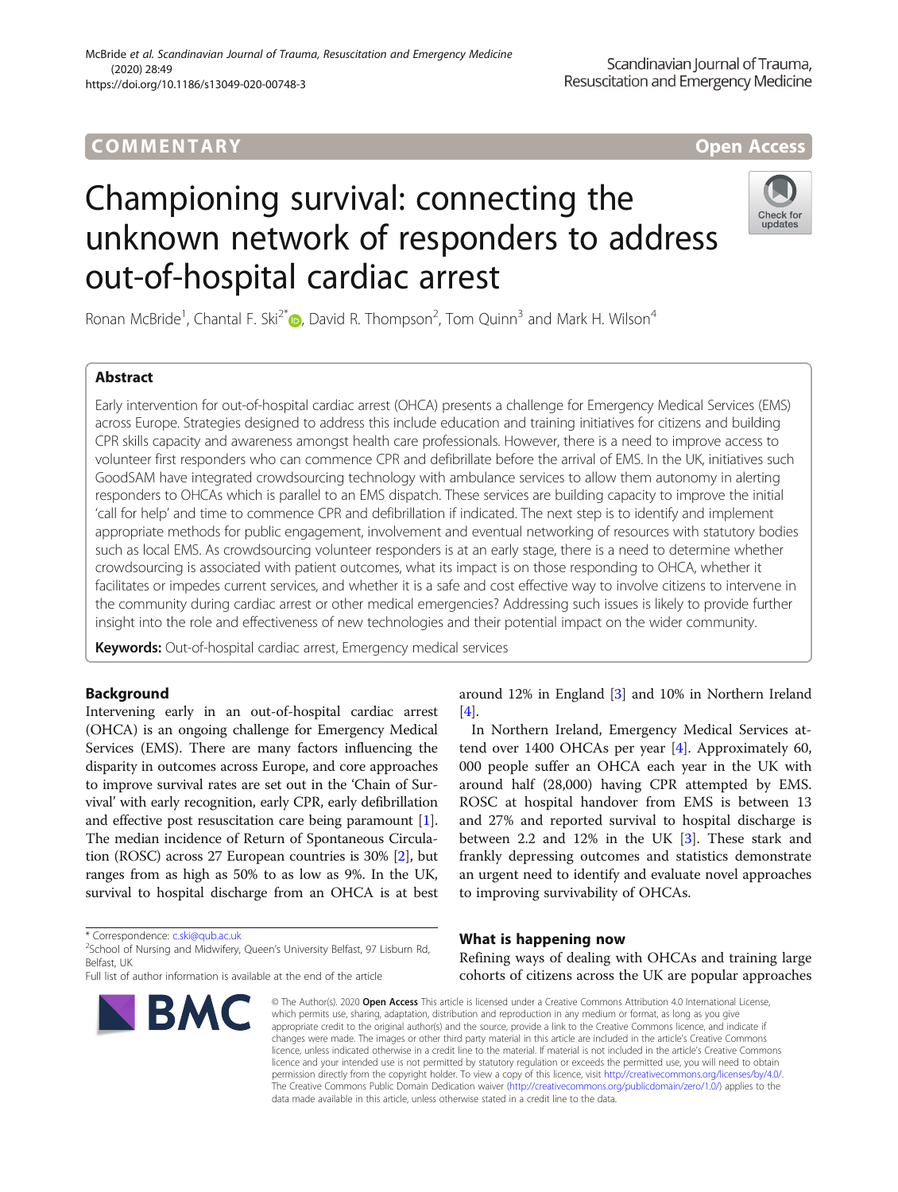COMMENTARY

Open Access

# Championing survival: connecting the unknown network of responders to address out-of-hospital cardiac arrest

Ronan McBride[1], Chantal F. Ski[2*], David R. Thompson[2], Tom Quinn[3] and Mark H. Wilson[4]

## Abstract

Early intervention for out-of-hospital cardiac arrest (OHCA) presents a challenge for Emergency Medical Services (EMS) across Europe. Strategies designed to address this include education and training initiatives for citizens and building CPR skills capacity and awareness amongst health care professionals. However, there is a need to improve access to volunteer first responders who can commence CPR and defibrillate before the arrival of EMS. In the UK, initiatives such GoodSAM have integrated crowdsourcing technology with ambulance services to allow them autonomy in alerting responders to OHCAs which is parallel to an EMS dispatch. These services are building capacity to improve the initial 'call for help' and time to commence CPR and defibrillation if indicated. The next step is to identify and implement appropriate methods for public engagement, involvement and eventual networking of resources with statutory bodies such as local EMS. As crowdsourcing volunteer responders is at an early stage, there is a need to determine whether crowdsourcing is associated with patient outcomes, what its impact is on those responding to OHCA, whether it facilitates or impedes current services, and whether it is a safe and cost effective way to involve citizens to intervene in the community during cardiac arrest or other medical emergencies? Addressing such issues is likely to provide further insight into the role and effectiveness of new technologies and their potential impact on the wider community.

**Keywords:** Out-of-hospital cardiac arrest, Emergency medical services

## Background

Intervening early in an out-of-hospital cardiac arrest (OHCA) is an ongoing challenge for Emergency Medical Services (EMS). There are many factors influencing the disparity in outcomes across Europe, and core approaches to improve survival rates are set out in the 'Chain of Survival' with early recognition, early CPR, early defibrillation and effective post resuscitation care being paramount [1]. The median incidence of Return of Spontaneous Circulation (ROSC) across 27 European countries is 30% [2], but ranges from as high as 50% to as low as 9%. In the UK, survival to hospital discharge from an OHCA is at best around 12% in England [3] and 10% in Northern Ireland [4].

In Northern Ireland, Emergency Medical Services attend over 1400 OHCAs per year [4]. Approximately 60, 000 people suffer an OHCA each year in the UK with around half (28,000) having CPR attempted by EMS. ROSC at hospital handover from EMS is between 13 and 27% and reported survival to hospital discharge is between 2.2 and 12% in the UK [3]. These stark and frankly depressing outcomes and statistics demonstrate an urgent need to identify and evaluate novel approaches to improving survivability of OHCAs.

## What is happening now

Refining ways of dealing with OHCAs and training large cohorts of citizens across the UK are popular approaches

\* Correspondence: c.ski@qub.ac.uk
[2]School of Nursing and Midwifery, Queen's University Belfast, 97 Lisburn Rd, Belfast, UK
Full list of author information is available at the end of the article

© The Author(s). 2020 **Open Access** This article is licensed under a Creative Commons Attribution 4.0 International License, which permits use, sharing, adaptation, distribution and reproduction in any medium or format, as long as you give appropriate credit to the original author(s) and the source, provide a link to the Creative Commons licence, and indicate if changes were made. The images or other third party material in this article are included in the article's Creative Commons licence, unless indicated otherwise in a credit line to the material. If material is not included in the article's Creative Commons licence and your intended use is not permitted by statutory regulation or exceeds the permitted use, you will need to obtain permission directly from the copyright holder. To view a copy of this licence, visit http://creativecommons.org/licenses/by/4.0/. The Creative Commons Public Domain Dedication waiver (http://creativecommons.org/publicdomain/zero/1.0/) applies to the data made available in this article, unless otherwise stated in a credit line to the data.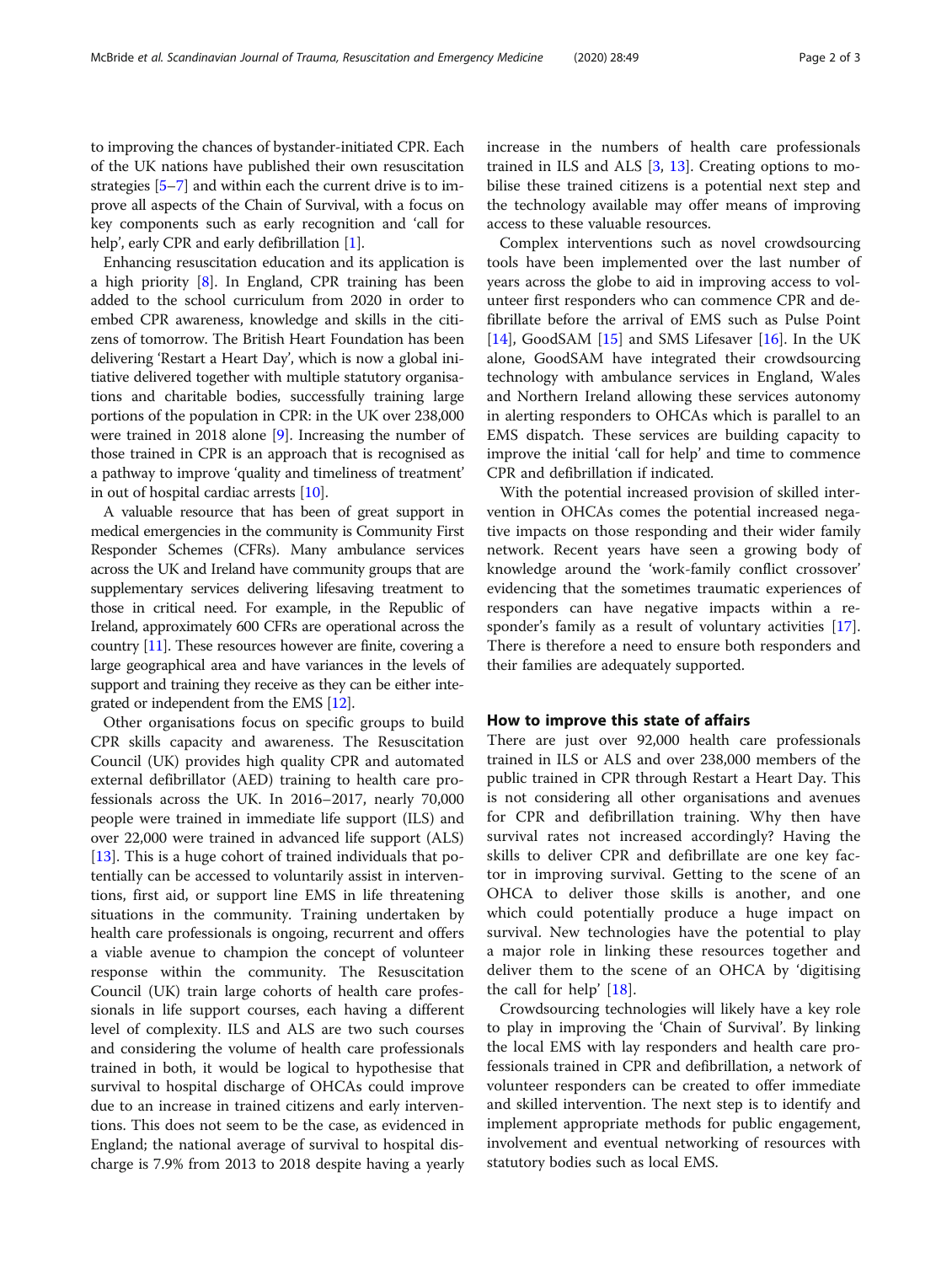to improving the chances of bystander-initiated CPR. Each of the UK nations have published their own resuscitation strategies [5–7] and within each the current drive is to improve all aspects of the Chain of Survival, with a focus on key components such as early recognition and 'call for help', early CPR and early defibrillation [1].

Enhancing resuscitation education and its application is a high priority [8]. In England, CPR training has been added to the school curriculum from 2020 in order to embed CPR awareness, knowledge and skills in the citizens of tomorrow. The British Heart Foundation has been delivering 'Restart a Heart Day', which is now a global initiative delivered together with multiple statutory organisations and charitable bodies, successfully training large portions of the population in CPR: in the UK over 238,000 were trained in 2018 alone [9]. Increasing the number of those trained in CPR is an approach that is recognised as a pathway to improve 'quality and timeliness of treatment' in out of hospital cardiac arrests [10].

A valuable resource that has been of great support in medical emergencies in the community is Community First Responder Schemes (CFRs). Many ambulance services across the UK and Ireland have community groups that are supplementary services delivering lifesaving treatment to those in critical need. For example, in the Republic of Ireland, approximately 600 CFRs are operational across the country [11]. These resources however are finite, covering a large geographical area and have variances in the levels of support and training they receive as they can be either integrated or independent from the EMS [12].

Other organisations focus on specific groups to build CPR skills capacity and awareness. The Resuscitation Council (UK) provides high quality CPR and automated external defibrillator (AED) training to health care professionals across the UK. In 2016–2017, nearly 70,000 people were trained in immediate life support (ILS) and over 22,000 were trained in advanced life support (ALS) [13]. This is a huge cohort of trained individuals that potentially can be accessed to voluntarily assist in interventions, first aid, or support line EMS in life threatening situations in the community. Training undertaken by health care professionals is ongoing, recurrent and offers a viable avenue to champion the concept of volunteer response within the community. The Resuscitation Council (UK) train large cohorts of health care professionals in life support courses, each having a different level of complexity. ILS and ALS are two such courses and considering the volume of health care professionals trained in both, it would be logical to hypothesise that survival to hospital discharge of OHCAs could improve due to an increase in trained citizens and early interventions. This does not seem to be the case, as evidenced in England; the national average of survival to hospital discharge is 7.9% from 2013 to 2018 despite having a yearly increase in the numbers of health care professionals trained in ILS and ALS [3, 13]. Creating options to mobilise these trained citizens is a potential next step and the technology available may offer means of improving access to these valuable resources.

Complex interventions such as novel crowdsourcing tools have been implemented over the last number of years across the globe to aid in improving access to volunteer first responders who can commence CPR and defibrillate before the arrival of EMS such as Pulse Point [14], GoodSAM [15] and SMS Lifesaver [16]. In the UK alone, GoodSAM have integrated their crowdsourcing technology with ambulance services in England, Wales and Northern Ireland allowing these services autonomy in alerting responders to OHCAs which is parallel to an EMS dispatch. These services are building capacity to improve the initial 'call for help' and time to commence CPR and defibrillation if indicated.

With the potential increased provision of skilled intervention in OHCAs comes the potential increased negative impacts on those responding and their wider family network. Recent years have seen a growing body of knowledge around the 'work-family conflict crossover' evidencing that the sometimes traumatic experiences of responders can have negative impacts within a responder's family as a result of voluntary activities [17]. There is therefore a need to ensure both responders and their families are adequately supported.

## How to improve this state of affairs

There are just over 92,000 health care professionals trained in ILS or ALS and over 238,000 members of the public trained in CPR through Restart a Heart Day. This is not considering all other organisations and avenues for CPR and defibrillation training. Why then have survival rates not increased accordingly? Having the skills to deliver CPR and defibrillate are one key factor in improving survival. Getting to the scene of an OHCA to deliver those skills is another, and one which could potentially produce a huge impact on survival. New technologies have the potential to play a major role in linking these resources together and deliver them to the scene of an OHCA by 'digitising the call for help' [18].

Crowdsourcing technologies will likely have a key role to play in improving the 'Chain of Survival'. By linking the local EMS with lay responders and health care professionals trained in CPR and defibrillation, a network of volunteer responders can be created to offer immediate and skilled intervention. The next step is to identify and implement appropriate methods for public engagement, involvement and eventual networking of resources with statutory bodies such as local EMS.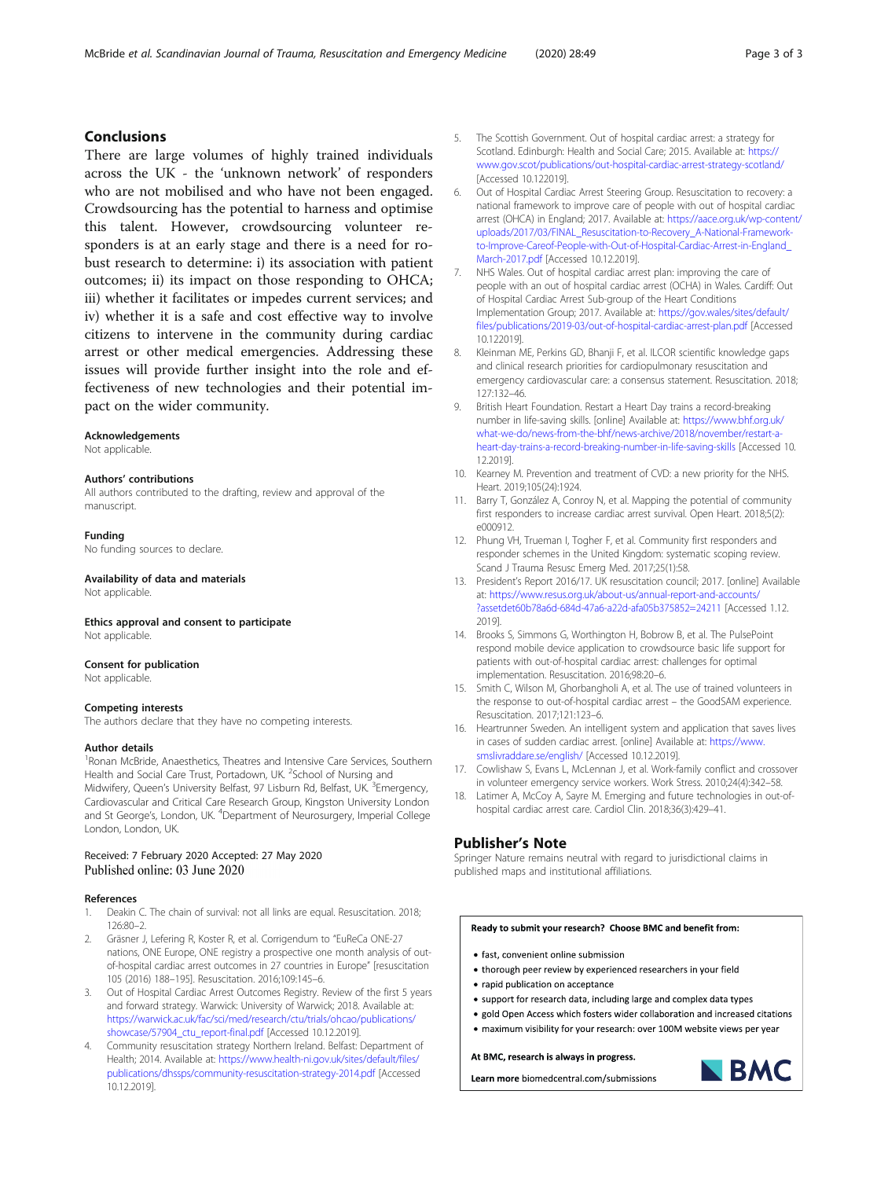## Conclusions

There are large volumes of highly trained individuals across the UK - the 'unknown network' of responders who are not mobilised and who have not been engaged. Crowdsourcing has the potential to harness and optimise this talent. However, crowdsourcing volunteer responders is at an early stage and there is a need for robust research to determine: i) its association with patient outcomes; ii) its impact on those responding to OHCA; iii) whether it facilitates or impedes current services; and iv) whether it is a safe and cost effective way to involve citizens to intervene in the community during cardiac arrest or other medical emergencies. Addressing these issues will provide further insight into the role and effectiveness of new technologies and their potential impact on the wider community.

### Acknowledgements

Not applicable.

### Authors' contributions

All authors contributed to the drafting, review and approval of the manuscript.

### Funding

No funding sources to declare.

### Availability of data and materials

Not applicable.

### Ethics approval and consent to participate

Not applicable.

### Consent for publication

Not applicable.

### Competing interests

The authors declare that they have no competing interests.

### Author details

[1]Ronan McBride, Anaesthetics, Theatres and Intensive Care Services, Southern Health and Social Care Trust, Portadown, UK. [2]School of Nursing and Midwifery, Queen's University Belfast, 97 Lisburn Rd, Belfast, UK. [3]Emergency, Cardiovascular and Critical Care Research Group, Kingston University London and St George's, London, UK. [4]Department of Neurosurgery, Imperial College London, London, UK.

Received: 7 February 2020 Accepted: 27 May 2020
Published online: 03 June 2020

### References

1. Deakin C. The chain of survival: not all links are equal. Resuscitation. 2018; 126:80–2.
2. Gräsner J, Lefering R, Koster R, et al. Corrigendum to "EuReCa ONE-27 nations, ONE Europe, ONE registry a prospective one month analysis of out-of-hospital cardiac arrest outcomes in 27 countries in Europe" [resuscitation 105 (2016) 188–195]. Resuscitation. 2016;109:145–6.
3. Out of Hospital Cardiac Arrest Outcomes Registry. Review of the first 5 years and forward strategy. Warwick: University of Warwick; 2018. Available at: https://warwick.ac.uk/fac/sci/med/research/ctu/trials/ohcao/publications/showcase/57904_ctu_report-final.pdf [Accessed 10.12.2019].
4. Community resuscitation strategy Northern Ireland. Belfast: Department of Health; 2014. Available at: https://www.health-ni.gov.uk/sites/default/files/publications/dhssps/community-resuscitation-strategy-2014.pdf [Accessed 10.12.2019].
5. The Scottish Government. Out of hospital cardiac arrest: a strategy for Scotland. Edinburgh: Health and Social Care; 2015. Available at: https://www.gov.scot/publications/out-hospital-cardiac-arrest-strategy-scotland/ [Accessed 10.122019].
6. Out of Hospital Cardiac Arrest Steering Group. Resuscitation to recovery: a national framework to improve care of people with out of hospital cardiac arrest (OHCA) in England; 2017. Available at: https://aace.org.uk/wp-content/uploads/2017/03/FINAL_Resuscitation-to-Recovery_A-National-Framework-to-Improve-Careof-People-with-Out-of-Hospital-Cardiac-Arrest-in-England_March-2017.pdf [Accessed 10.12.2019].
7. NHS Wales. Out of hospital cardiac arrest plan: improving the care of people with an out of hospital cardiac arrest (OCHA) in Wales. Cardiff: Out of Hospital Cardiac Arrest Sub-group of the Heart Conditions Implementation Group; 2017. Available at: https://gov.wales/sites/default/files/publications/2019-03/out-of-hospital-cardiac-arrest-plan.pdf [Accessed 10.122019].
8. Kleinman ME, Perkins GD, Bhanji F, et al. ILCOR scientific knowledge gaps and clinical research priorities for cardiopulmonary resuscitation and emergency cardiovascular care: a consensus statement. Resuscitation. 2018; 127:132–46.
9. British Heart Foundation. Restart a Heart Day trains a record-breaking number in life-saving skills. [online] Available at: https://www.bhf.org.uk/what-we-do/news-from-the-bhf/news-archive/2018/november/restart-a-heart-day-trains-a-record-breaking-number-in-life-saving-skills [Accessed 10.12.2019].
10. Kearney M. Prevention and treatment of CVD: a new priority for the NHS. Heart. 2019;105(24):1924.
11. Barry T, González A, Conroy N, et al. Mapping the potential of community first responders to increase cardiac arrest survival. Open Heart. 2018;5(2):e000912.
12. Phung VH, Trueman I, Togher F, et al. Community first responders and responder schemes in the United Kingdom: systematic scoping review. Scand J Trauma Resusc Emerg Med. 2017;25(1):58.
13. President's Report 2016/17. UK resuscitation council; 2017. [online] Available at: https://www.resus.org.uk/about-us/annual-report-and-accounts/?assetdet60b78a6d-684d-47a6-a22d-afa05b375852=24211 [Accessed 1.12.2019].
14. Brooks S, Simmons G, Worthington H, Bobrow B, et al. The PulsePoint respond mobile device application to crowdsource basic life support for patients with out-of-hospital cardiac arrest: challenges for optimal implementation. Resuscitation. 2016;98:20–6.
15. Smith C, Wilson M, Ghorbangholi A, et al. The use of trained volunteers in the response to out-of-hospital cardiac arrest – the GoodSAM experience. Resuscitation. 2017;121:123–6.
16. Heartrunner Sweden. An intelligent system and application that saves lives in cases of sudden cardiac arrest. [online] Available at: https://www.smslivraddare.se/english/ [Accessed 10.12.2019].
17. Cowlishaw S, Evans L, McLennan J, et al. Work-family conflict and crossover in volunteer emergency service workers. Work Stress. 2010;24(4):342–58.
18. Latimer A, McCoy A, Sayre M. Emerging and future technologies in out-of-hospital cardiac arrest care. Cardiol Clin. 2018;36(3):429–41.

## Publisher's Note

Springer Nature remains neutral with regard to jurisdictional claims in published maps and institutional affiliations.

**Ready to submit your research? Choose BMC and benefit from:**

- fast, convenient online submission
- thorough peer review by experienced researchers in your field
- rapid publication on acceptance
- support for research data, including large and complex data types
- gold Open Access which fosters wider collaboration and increased citations
- maximum visibility for your research: over 100M website views per year

**At BMC, research is always in progress.**

**Learn more** biomedcentral.com/submissions